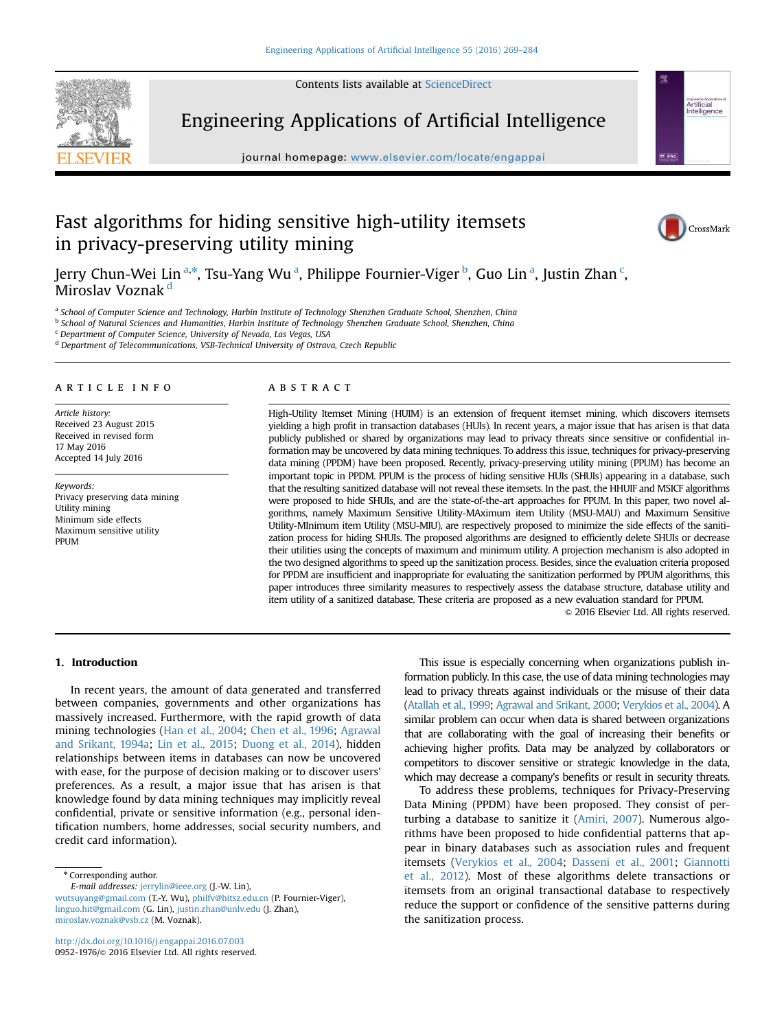Contents lists available at ScienceDirect

Engineering Applications of Artificial Intelligence

journal homepage: www.elsevier.com/locate/engappai

# Fast algorithms for hiding sensitive high-utility itemsets in privacy-preserving utility mining

Jerry Chun-Wei Lin [a,*], Tsu-Yang Wu [a], Philippe Fournier-Viger [b], Guo Lin [a], Justin Zhan [c], Miroslav Voznak [d]

[a] *School of Computer Science and Technology, Harbin Institute of Technology Shenzhen Graduate School, Shenzhen, China*
[b] *School of Natural Sciences and Humanities, Harbin Institute of Technology Shenzhen Graduate School, Shenzhen, China*
[c] *Department of Computer Science, University of Nevada, Las Vegas, USA*
[d] *Department of Telecommunications, VSB-Technical University of Ostrava, Czech Republic*

## ARTICLE INFO

*Article history:*
Received 23 August 2015
Received in revised form
17 May 2016
Accepted 14 July 2016

*Keywords:*
Privacy preserving data mining
Utility mining
Minimum side effects
Maximum sensitive utility
PPUM

## ABSTRACT

High-Utility Itemset Mining (HUIM) is an extension of frequent itemset mining, which discovers itemsets yielding a high profit in transaction databases (HUIs). In recent years, a major issue that has arisen is that data publicly published or shared by organizations may lead to privacy threats since sensitive or confidential information may be uncovered by data mining techniques. To address this issue, techniques for privacy-preserving data mining (PPDM) have been proposed. Recently, privacy-preserving utility mining (PPUM) has become an important topic in PPDM. PPUM is the process of hiding sensitive HUIs (SHUIs) appearing in a database, such that the resulting sanitized database will not reveal these itemsets. In the past, the HHUIF and MSICF algorithms were proposed to hide SHUIs, and are the state-of-the-art approaches for PPUM. In this paper, two novel algorithms, namely Maximum Sensitive Utility-MAximum item Utility (MSU-MAU) and Maximum Sensitive Utility-MInimum item Utility (MSU-MIU), are respectively proposed to minimize the side effects of the sanitization process for hiding SHUIs. The proposed algorithms are designed to efficiently delete SHUIs or decrease their utilities using the concepts of maximum and minimum utility. A projection mechanism is also adopted in the two designed algorithms to speed up the sanitization process. Besides, since the evaluation criteria proposed for PPDM are insufficient and inappropriate for evaluating the sanitization performed by PPUM algorithms, this paper introduces three similarity measures to respectively assess the database structure, database utility and item utility of a sanitized database. These criteria are proposed as a new evaluation standard for PPUM.

© 2016 Elsevier Ltd. All rights reserved.

## 1. Introduction

In recent years, the amount of data generated and transferred between companies, governments and other organizations has massively increased. Furthermore, with the rapid growth of data mining technologies (Han et al., 2004; Chen et al., 1996; Agrawal and Srikant, 1994a; Lin et al., 2015; Duong et al., 2014), hidden relationships between items in databases can now be uncovered with ease, for the purpose of decision making or to discover users' preferences. As a result, a major issue that has arisen is that knowledge found by data mining techniques may implicitly reveal confidential, private or sensitive information (e.g., personal identification numbers, home addresses, social security numbers, and credit card information).

This issue is especially concerning when organizations publish information publicly. In this case, the use of data mining technologies may lead to privacy threats against individuals or the misuse of their data (Atallah et al., 1999; Agrawal and Srikant, 2000; Verykios et al., 2004). A similar problem can occur when data is shared between organizations that are collaborating with the goal of increasing their benefits or achieving higher profits. Data may be analyzed by collaborators or competitors to discover sensitive or strategic knowledge in the data, which may decrease a company's benefits or result in security threats.

To address these problems, techniques for Privacy-Preserving Data Mining (PPDM) have been proposed. They consist of perturbing a database to sanitize it (Amiri, 2007). Numerous algorithms have been proposed to hide confidential patterns that appear in binary databases such as association rules and frequent itemsets (Verykios et al., 2004; Dasseni et al., 2001; Giannotti et al., 2012). Most of these algorithms delete transactions or itemsets from an original transactional database to respectively reduce the support or confidence of the sensitive patterns during the sanitization process.

---

* Corresponding author.
*E-mail addresses:* jerrylin@ieee.org (J.-W. Lin), wutsuyang@gmail.com (T.-Y. Wu), philfv@hitsz.edu.cn (P. Fournier-Viger), linguo.hit@gmail.com (G. Lin), justin.zhan@unlv.edu (J. Zhan), miroslav.voznak@vsb.cz (M. Voznak).

http://dx.doi.org/10.1016/j.engappai.2016.07.003
0952-1976/© 2016 Elsevier Ltd. All rights reserved.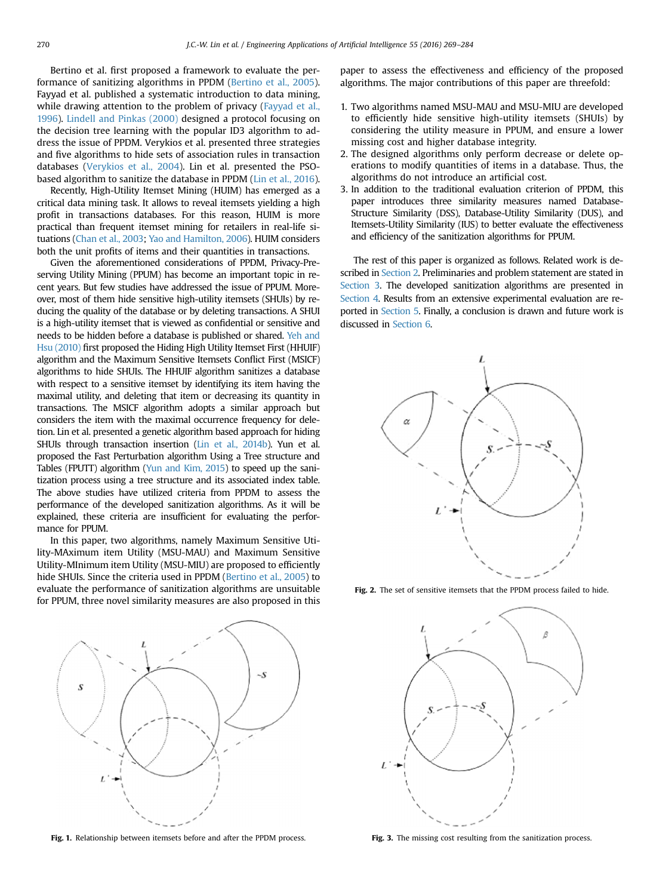Bertino et al. first proposed a framework to evaluate the performance of sanitizing algorithms in PPDM (Bertino et al., 2005). Fayyad et al. published a systematic introduction to data mining, while drawing attention to the problem of privacy (Fayyad et al., 1996). Lindell and Pinkas (2000) designed a protocol focusing on the decision tree learning with the popular ID3 algorithm to address the issue of PPDM. Verykios et al. presented three strategies and five algorithms to hide sets of association rules in transaction databases (Verykios et al., 2004). Lin et al. presented the PSO-based algorithm to sanitize the database in PPDM (Lin et al., 2016).

Recently, High-Utility Itemset Mining (HUIM) has emerged as a critical data mining task. It allows to reveal itemsets yielding a high profit in transactions databases. For this reason, HUIM is more practical than frequent itemset mining for retailers in real-life situations (Chan et al., 2003; Yao and Hamilton, 2006). HUIM considers both the unit profits of items and their quantities in transactions.

Given the aforementioned considerations of PPDM, Privacy-Preserving Utility Mining (PPUM) has become an important topic in recent years. But few studies have addressed the issue of PPUM. Moreover, most of them hide sensitive high-utility itemsets (SHUIs) by reducing the quality of the database or by deleting transactions. A SHUI is a high-utility itemset that is viewed as confidential or sensitive and needs to be hidden before a database is published or shared. Yeh and Hsu (2010) first proposed the Hiding High Utility Itemset First (HHUIF) algorithm and the Maximum Sensitive Itemsets Conflict First (MSICF) algorithm to hide SHUIs. The HHUIF algorithm sanitizes a database with respect to a sensitive itemset by identifying its item having the maximal utility, and deleting that item or decreasing its quantity in transactions. The MSICF algorithm adopts a similar approach but considers the item with the maximal occurrence frequency for deletion. Lin et al. presented a genetic algorithm based approach for hiding SHUIs through transaction insertion (Lin et al., 2014b). Yun et al. proposed the Fast Perturbation algorithm Using a Tree structure and Tables (FPUTT) algorithm (Yun and Kim, 2015) to speed up the sanitization process using a tree structure and its associated index table. The above studies have utilized criteria from PPDM to assess the performance of the developed sanitization algorithms. As it will be explained, these criteria are insufficient for evaluating the performance for PPUM.

In this paper, two algorithms, namely Maximum Sensitive Utility-MAximum item Utility (MSU-MAU) and Maximum Sensitive Utility-MInimum item Utility (MSU-MIU) are proposed to efficiently hide SHUIs. Since the criteria used in PPDM (Bertino et al., 2005) to evaluate the performance of sanitization algorithms are unsuitable for PPUM, three novel similarity measures are also proposed in this paper to assess the effectiveness and efficiency of the proposed algorithms. The major contributions of this paper are threefold:

1. Two algorithms named MSU-MAU and MSU-MIU are developed to efficiently hide sensitive high-utility itemsets (SHUIs) by considering the utility measure in PPUM, and ensure a lower missing cost and higher database integrity.
2. The designed algorithms only perform decrease or delete operations to modify quantities of items in a database. Thus, the algorithms do not introduce an artificial cost.
3. In addition to the traditional evaluation criterion of PPDM, this paper introduces three similarity measures named Database-Structure Similarity (DSS), Database-Utility Similarity (DUS), and Itemsets-Utility Similarity (IUS) to better evaluate the effectiveness and efficiency of the sanitization algorithms for PPUM.

The rest of this paper is organized as follows. Related work is described in Section 2. Preliminaries and problem statement are stated in Section 3. The developed sanitization algorithms are presented in Section 4. Results from an extensive experimental evaluation are reported in Section 5. Finally, a conclusion is drawn and future work is discussed in Section 6.

**Fig. 1.** Relationship between itemsets before and after the PPDM process.

**Fig. 2.** The set of sensitive itemsets that the PPDM process failed to hide.

**Fig. 3.** The missing cost resulting from the sanitization process.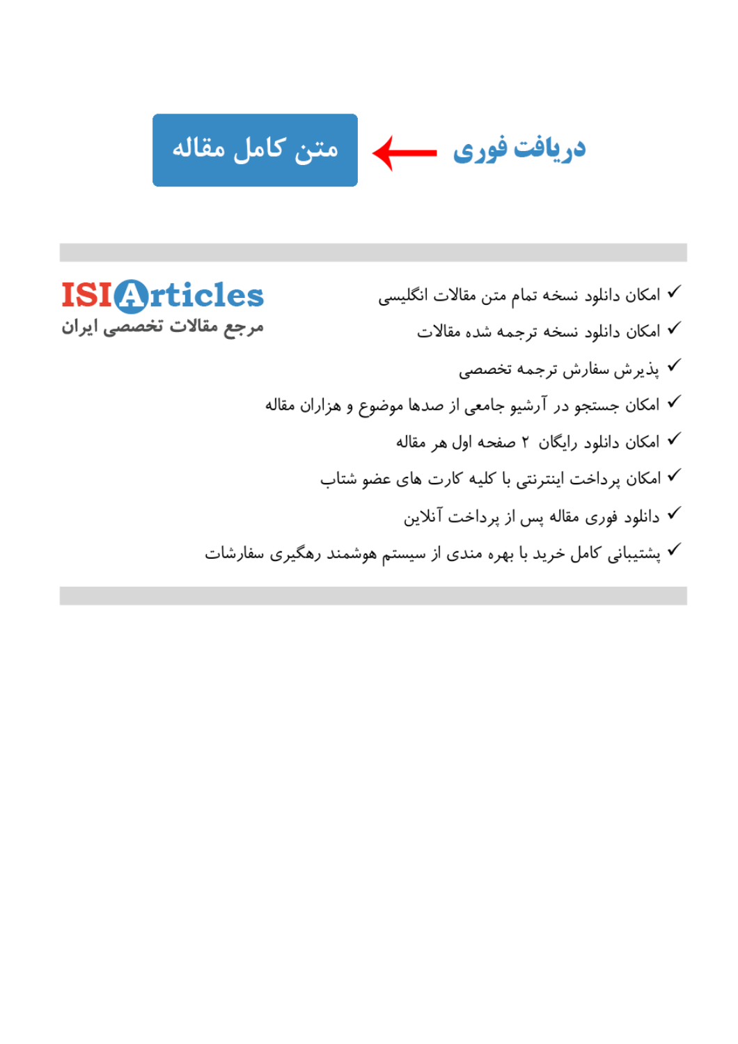دریافت فوری ← متن کامل مقاله

ISIArticles
مرجع مقالات تخصصی ایران

- ✓ امکان دانلود نسخه تمام متن مقالات انگلیسی
- ✓ امکان دانلود نسخه ترجمه شده مقالات
- ✓ پذیرش سفارش ترجمه تخصصی
- ✓ امکان جستجو در آرشیو جامعی از صدها موضوع و هزاران مقاله
- ✓ امکان دانلود رایگان ۲ صفحه اول هر مقاله
- ✓ امکان پرداخت اینترنتی با کلیه کارت های عضو شتاب
- ✓ دانلود فوری مقاله پس از پرداخت آنلاین
- ✓ پشتیبانی کامل خرید با بهره مندی از سیستم هوشمند رهگیری سفارشات